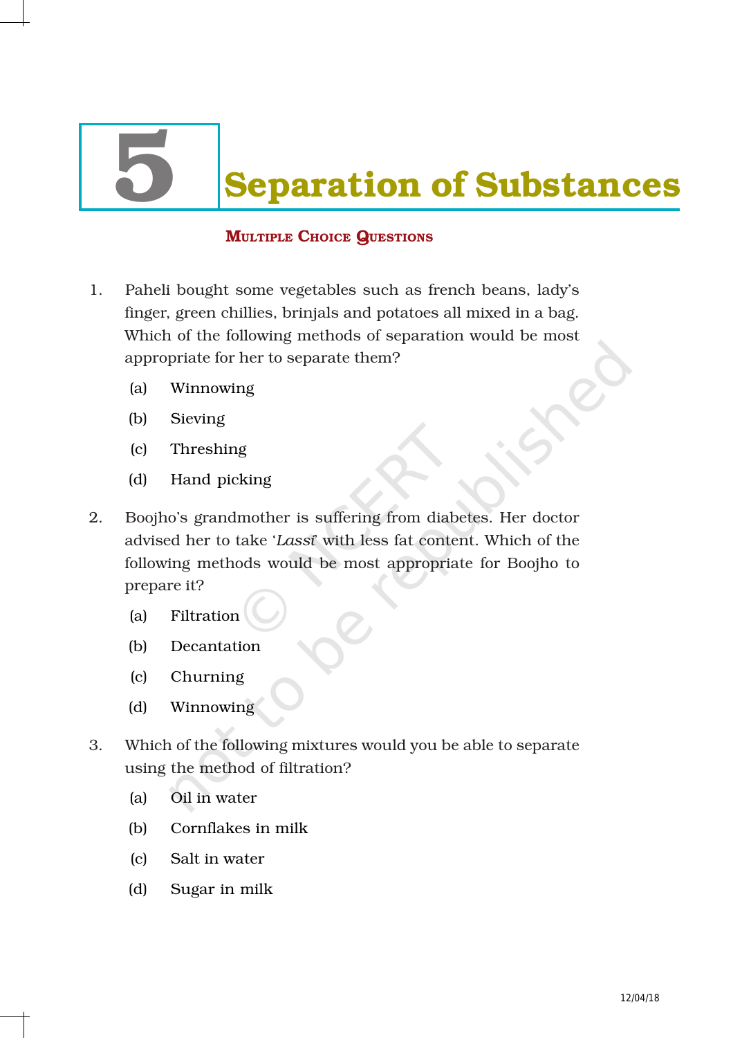# 5 Separation of Substances

## Multiple Choice Questions

1. Paheli bought some vegetables such as french beans, lady's finger, green chillies, brinjals and potatoes all mixed in a bag. Which of the following methods of separation would be most appropriate for her to separate them?

   (a) Winnowing

   (b) Sieving

   (c) Threshing

   (d) Hand picking

2. Boojho's grandmother is suffering from diabetes. Her doctor advised her to take '*Lassi*' with less fat content. Which of the following methods would be most appropriate for Boojho to prepare it?

   (a) Filtration

   (b) Decantation

   (c) Churning

   (d) Winnowing

3. Which of the following mixtures would you be able to separate using the method of filtration?

   (a) Oil in water

   (b) Cornflakes in milk

   (c) Salt in water

   (d) Sugar in milk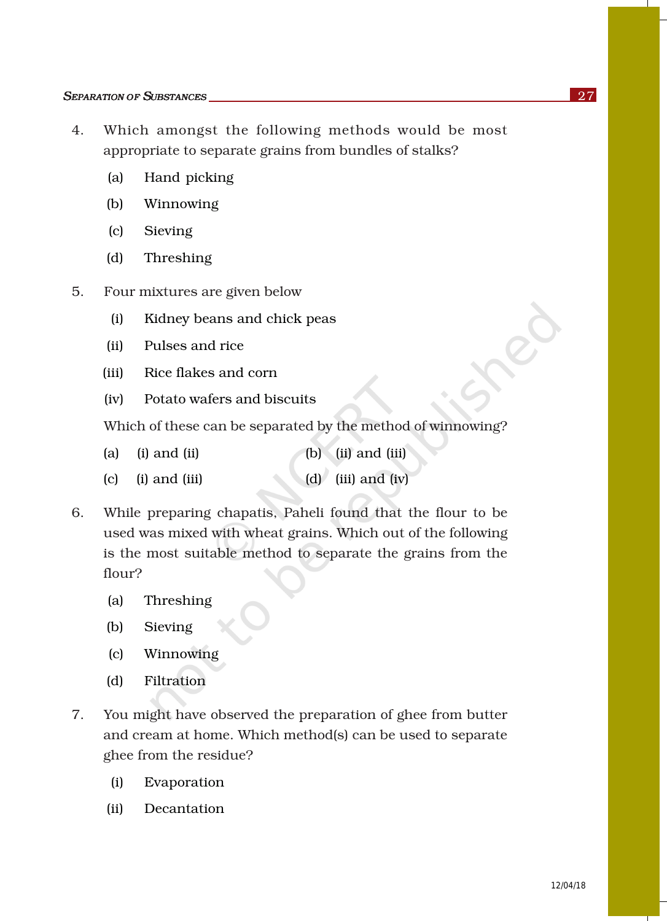4. Which amongst the following methods would be most appropriate to separate grains from bundles of stalks?

   (a) Hand picking

   (b) Winnowing

   (c) Sieving

   (d) Threshing

5. Four mixtures are given below

   (i) Kidney beans and chick peas

   (ii) Pulses and rice

   (iii) Rice flakes and corn

   (iv) Potato wafers and biscuits

   Which of these can be separated by the method of winnowing?

   (a) (i) and (ii) (b) (ii) and (iii)

   (c) (i) and (iii) (d) (iii) and (iv)

6. While preparing chapatis, Paheli found that the flour to be used was mixed with wheat grains. Which out of the following is the most suitable method to separate the grains from the flour?

   (a) Threshing

   (b) Sieving

   (c) Winnowing

   (d) Filtration

7. You might have observed the preparation of ghee from butter and cream at home. Which method(s) can be used to separate ghee from the residue?

   (i) Evaporation

   (ii) Decantation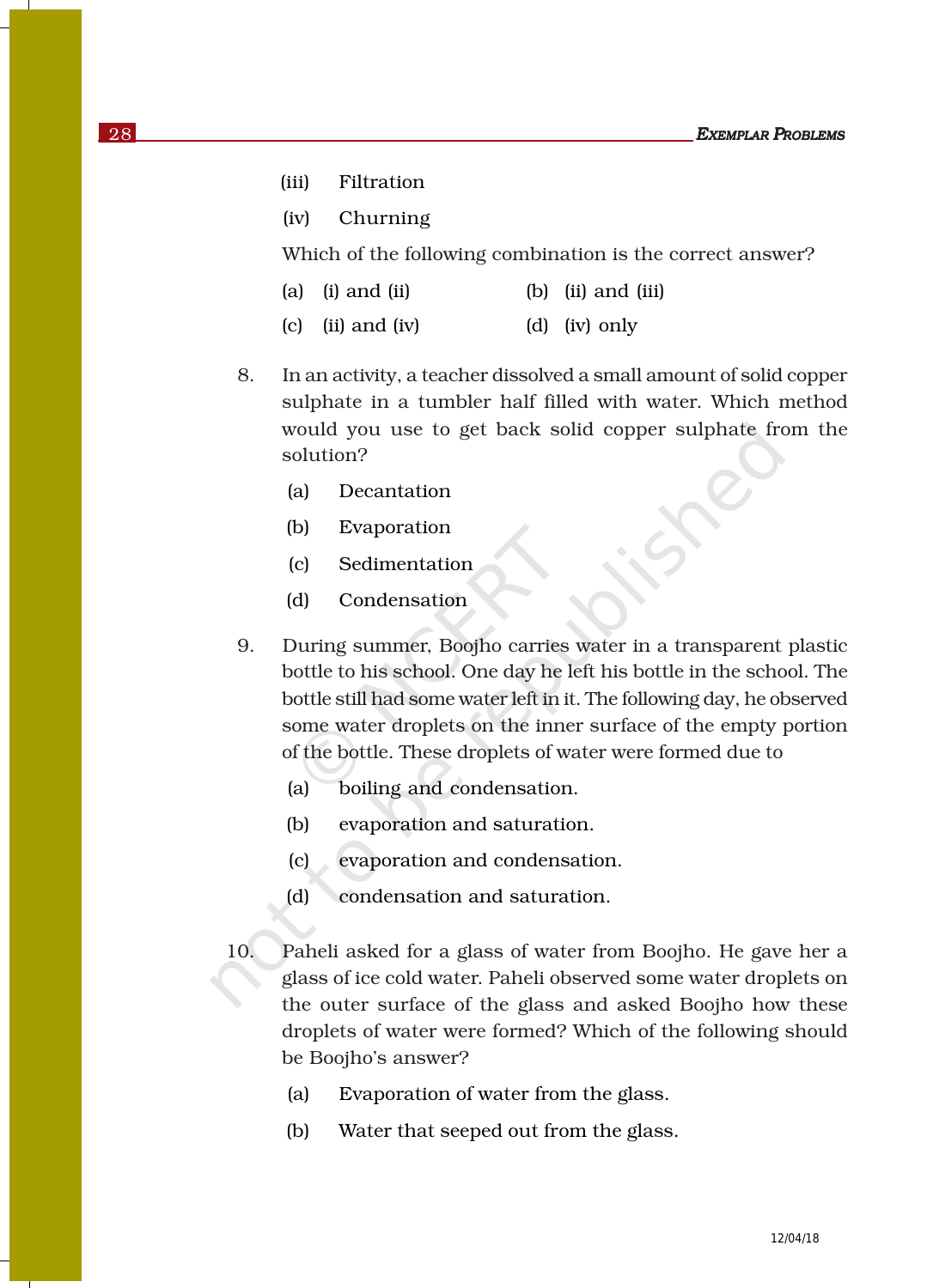(iii) Filtration

(iv) Churning

Which of the following combination is the correct answer?

(a) (i) and (ii) (b) (ii) and (iii)

(c) (ii) and (iv) (d) (iv) only

8. In an activity, a teacher dissolved a small amount of solid copper sulphate in a tumbler half filled with water. Which method would you use to get back solid copper sulphate from the solution?

 (a) Decantation

 (b) Evaporation

 (c) Sedimentation

 (d) Condensation

9. During summer, Boojho carries water in a transparent plastic bottle to his school. One day he left his bottle in the school. The bottle still had some water left in it. The following day, he observed some water droplets on the inner surface of the empty portion of the bottle. These droplets of water were formed due to

 (a) boiling and condensation.

 (b) evaporation and saturation.

 (c) evaporation and condensation.

 (d) condensation and saturation.

10. Paheli asked for a glass of water from Boojho. He gave her a glass of ice cold water. Paheli observed some water droplets on the outer surface of the glass and asked Boojho how these droplets of water were formed? Which of the following should be Boojho's answer?

 (a) Evaporation of water from the glass.

 (b) Water that seeped out from the glass.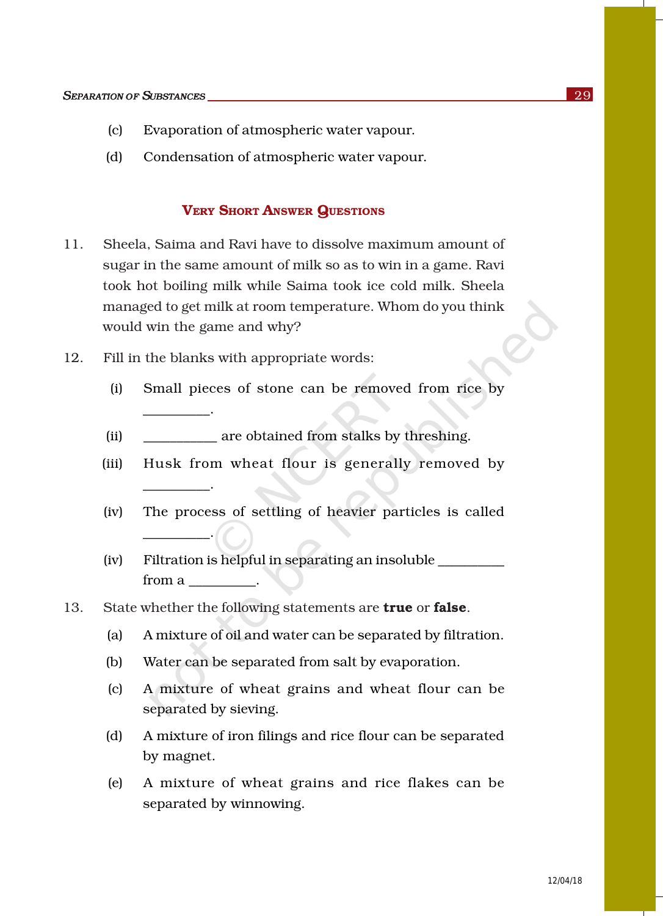(c) Evaporation of atmospheric water vapour.

(d) Condensation of atmospheric water vapour.

## Very Short Answer Questions

11. Sheela, Saima and Ravi have to dissolve maximum amount of sugar in the same amount of milk so as to win in a game. Ravi took hot boiling milk while Saima took ice cold milk. Sheela managed to get milk at room temperature. Whom do you think would win the game and why?

12. Fill in the blanks with appropriate words:

    (i) Small pieces of stone can be removed from rice by __________.

    (ii) __________ are obtained from stalks by threshing.

    (iii) Husk from wheat flour is generally removed by __________.

    (iv) The process of settling of heavier particles is called __________.

    (iv) Filtration is helpful in separating an insoluble __________ from a __________.

13. State whether the following statements are **true** or **false**.

    (a) A mixture of oil and water can be separated by filtration.

    (b) Water can be separated from salt by evaporation.

    (c) A mixture of wheat grains and wheat flour can be separated by sieving.

    (d) A mixture of iron filings and rice flour can be separated by magnet.

    (e) A mixture of wheat grains and rice flakes can be separated by winnowing.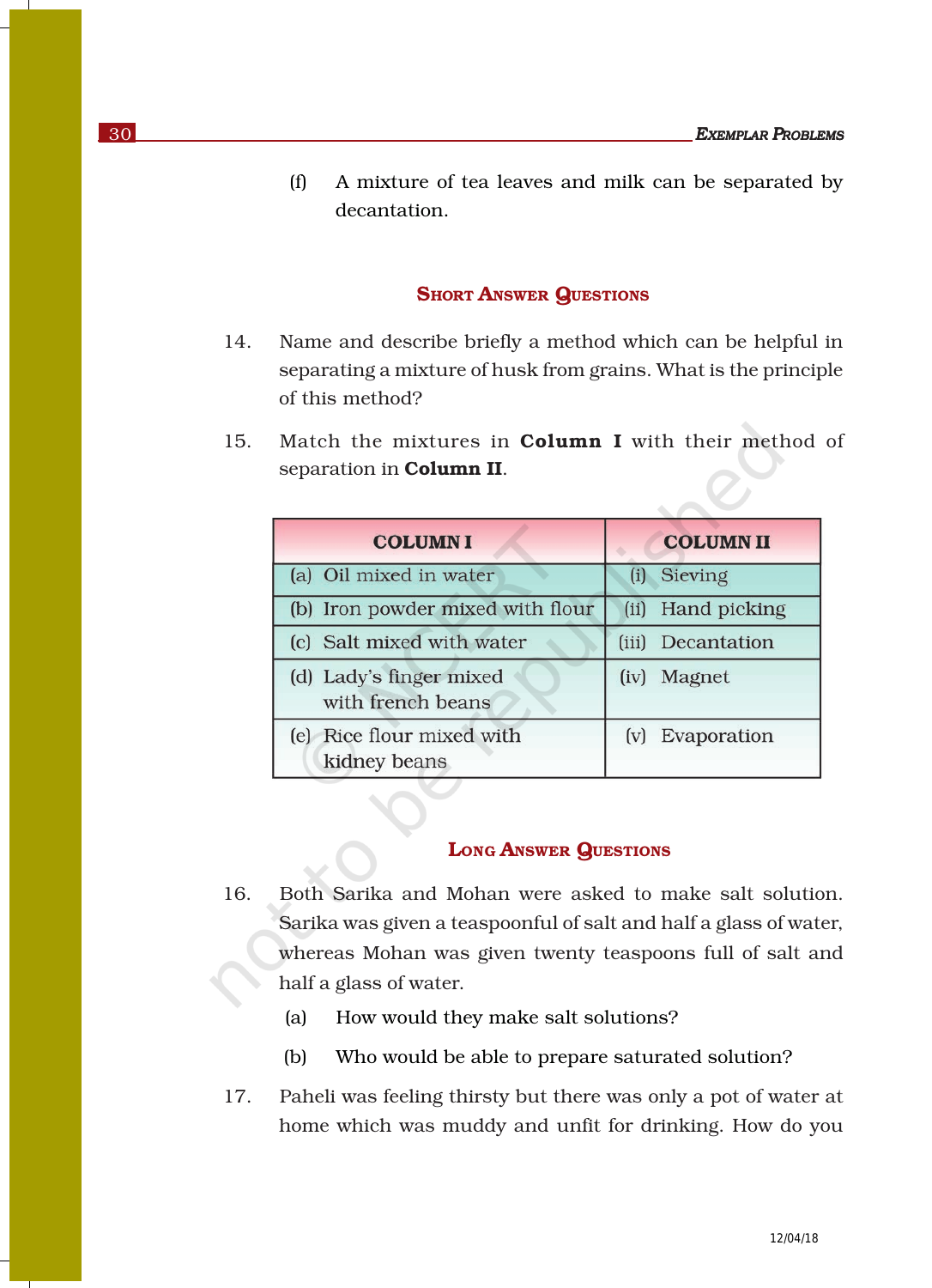(f) A mixture of tea leaves and milk can be separated by decantation.

## SHORT ANSWER QUESTIONS

14. Name and describe briefly a method which can be helpful in separating a mixture of husk from grains. What is the principle of this method?

15. Match the mixtures in **Column I** with their method of separation in **Column II**.

| COLUMN I | COLUMN II |
|---|---|
| (a) Oil mixed in water | (i) Sieving |
| (b) Iron powder mixed with flour | (ii) Hand picking |
| (c) Salt mixed with water | (iii) Decantation |
| (d) Lady's finger mixed with french beans | (iv) Magnet |
| (e) Rice flour mixed with kidney beans | (v) Evaporation |

## LONG ANSWER QUESTIONS

16. Both Sarika and Mohan were asked to make salt solution. Sarika was given a teaspoonful of salt and half a glass of water, whereas Mohan was given twenty teaspoons full of salt and half a glass of water.

    (a) How would they make salt solutions?

    (b) Who would be able to prepare saturated solution?

17. Paheli was feeling thirsty but there was only a pot of water at home which was muddy and unfit for drinking. How do you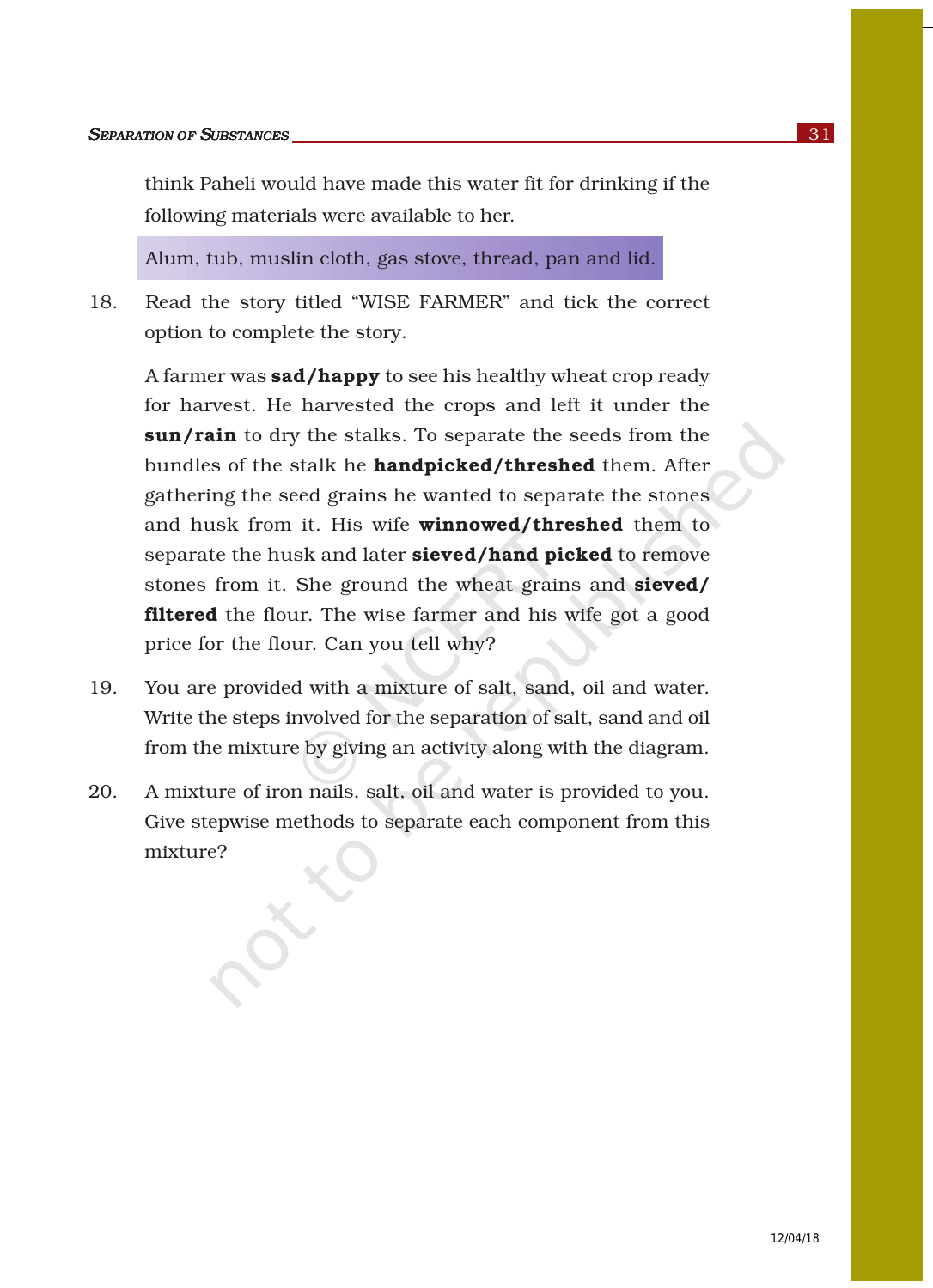think Paheli would have made this water fit for drinking if the following materials were available to her.

Alum, tub, muslin cloth, gas stove, thread, pan and lid.

18. Read the story titled "WISE FARMER" and tick the correct option to complete the story.

    A farmer was **sad/happy** to see his healthy wheat crop ready for harvest. He harvested the crops and left it under the **sun/rain** to dry the stalks. To separate the seeds from the bundles of the stalk he **handpicked/threshed** them. After gathering the seed grains he wanted to separate the stones and husk from it. His wife **winnowed/threshed** them to separate the husk and later **sieved/hand picked** to remove stones from it. She ground the wheat grains and **sieved/filtered** the flour. The wise farmer and his wife got a good price for the flour. Can you tell why?

19. You are provided with a mixture of salt, sand, oil and water. Write the steps involved for the separation of salt, sand and oil from the mixture by giving an activity along with the diagram.

20. A mixture of iron nails, salt, oil and water is provided to you. Give stepwise methods to separate each component from this mixture?